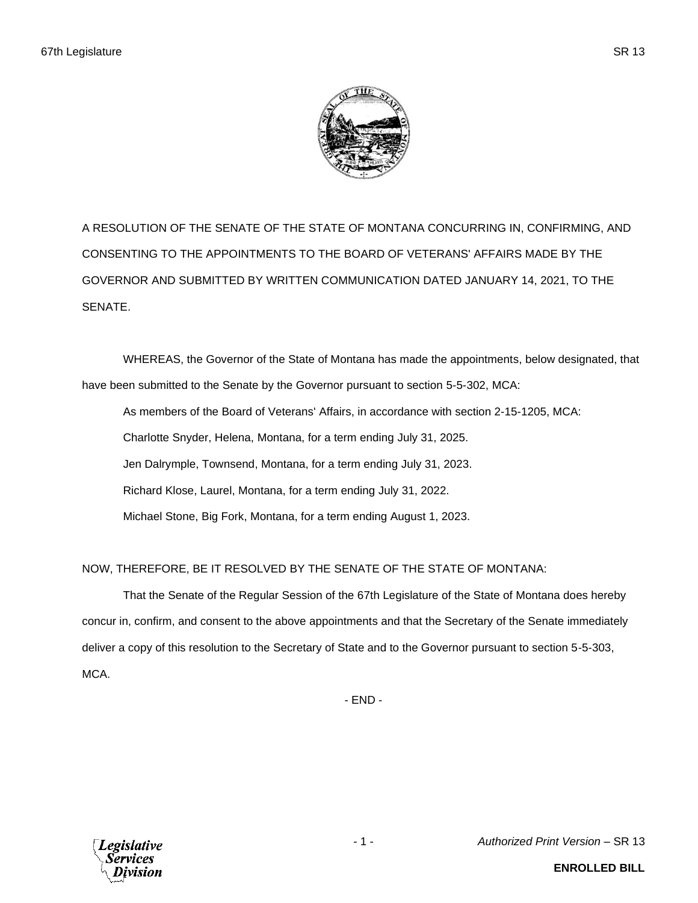A RESOLUTION OF THE SENATE OF THE STATE OF MONTANA CONCURRING IN, CONFIRMING, AND CONSENTING TO THE APPOINTMENTS TO THE BOARD OF VETERANS' AFFAIRS MADE BY THE GOVERNOR AND SUBMITTED BY WRITTEN COMMUNICATION DATED JANUARY 14, 2021, TO THE SENATE.

WHEREAS, the Governor of the State of Montana has made the appointments, below designated, that have been submitted to the Senate by the Governor pursuant to section 5-5-302, MCA:

As members of the Board of Veterans' Affairs, in accordance with section 2-15-1205, MCA:

Charlotte Snyder, Helena, Montana, for a term ending July 31, 2025.

Jen Dalrymple, Townsend, Montana, for a term ending July 31, 2023.

Richard Klose, Laurel, Montana, for a term ending July 31, 2022.

Michael Stone, Big Fork, Montana, for a term ending August 1, 2023.

NOW, THEREFORE, BE IT RESOLVED BY THE SENATE OF THE STATE OF MONTANA:

That the Senate of the Regular Session of the 67th Legislature of the State of Montana does hereby concur in, confirm, and consent to the above appointments and that the Secretary of the Senate immediately deliver a copy of this resolution to the Secretary of State and to the Governor pursuant to section 5-5-303, MCA.

- END -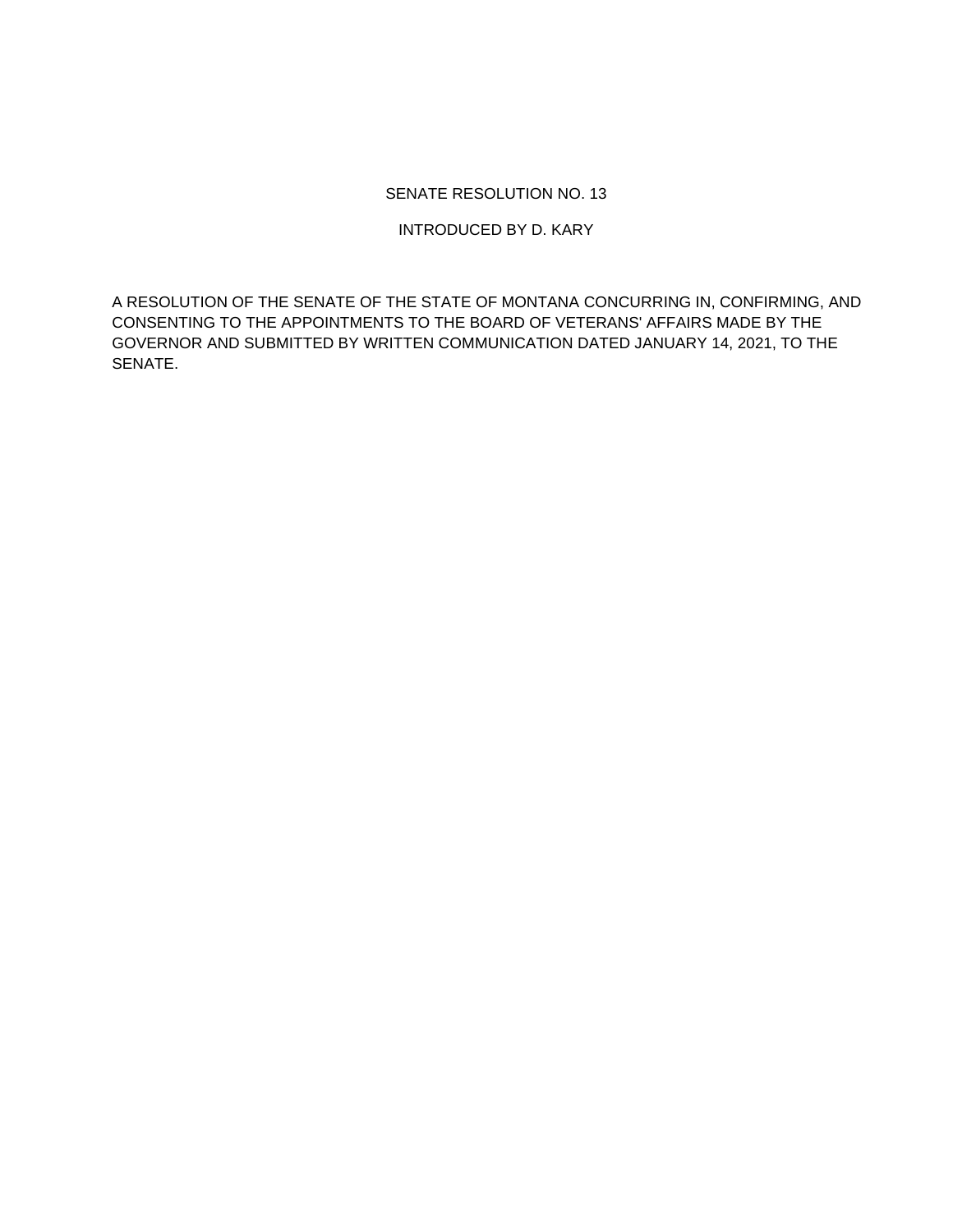SENATE RESOLUTION NO. 13

INTRODUCED BY D. KARY

A RESOLUTION OF THE SENATE OF THE STATE OF MONTANA CONCURRING IN, CONFIRMING, AND CONSENTING TO THE APPOINTMENTS TO THE BOARD OF VETERANS' AFFAIRS MADE BY THE GOVERNOR AND SUBMITTED BY WRITTEN COMMUNICATION DATED JANUARY 14, 2021, TO THE SENATE.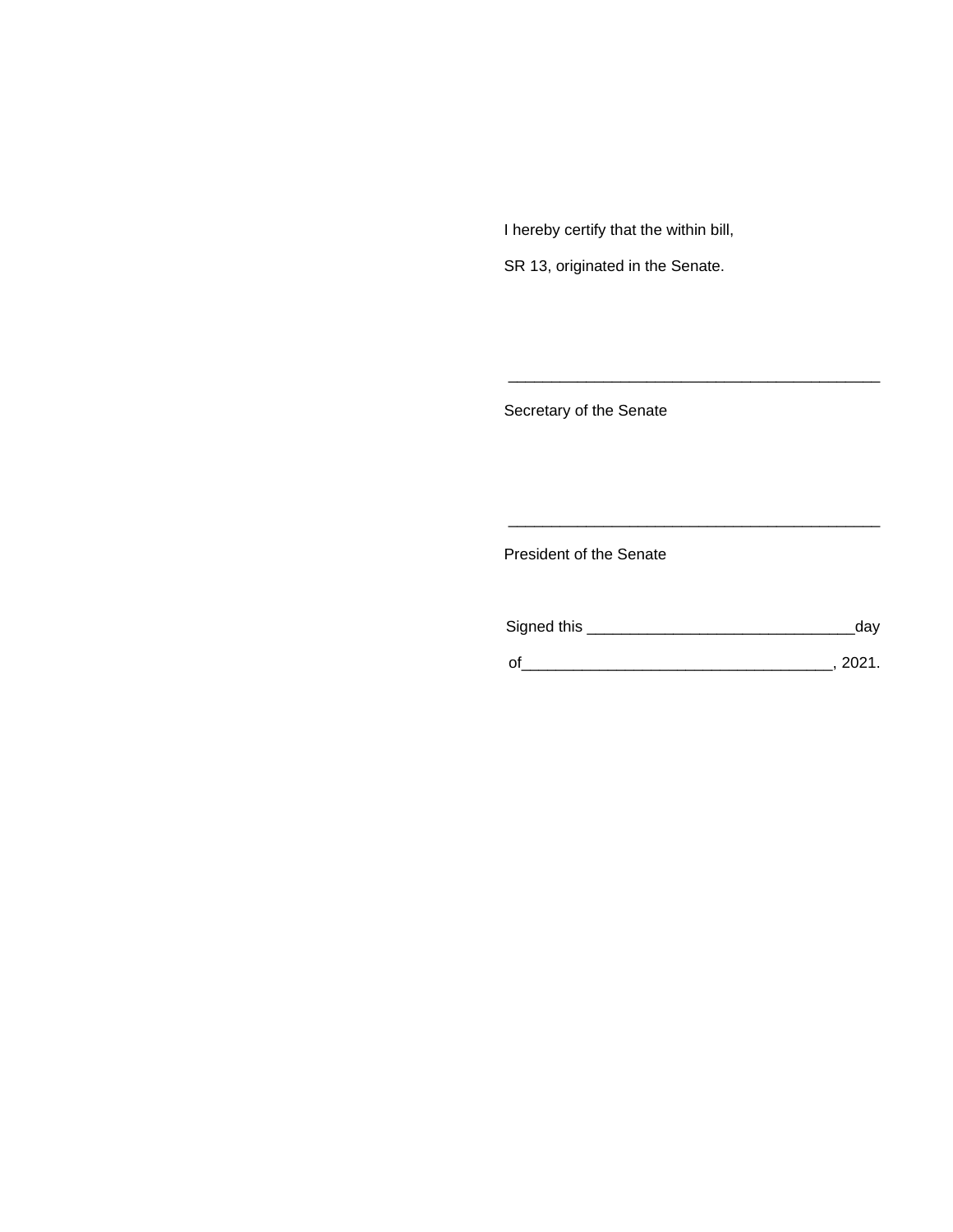I hereby certify that the within bill,

SR 13, originated in the Senate.

\_\_\_\_\_\_\_\_\_\_\_\_\_\_\_\_\_\_\_\_\_\_\_\_\_\_\_\_\_\_\_\_\_\_\_\_\_\_\_\_\_\_\_

Secretary of the Senate

\_\_\_\_\_\_\_\_\_\_\_\_\_\_\_\_\_\_\_\_\_\_\_\_\_\_\_\_\_\_\_\_\_\_\_\_\_\_\_\_\_\_\_

President of the Senate

Signed this \_\_\_\_\_\_\_\_\_\_\_\_\_\_\_\_\_\_\_\_\_\_\_\_\_\_\_\_\_\_day

of\_\_\_\_\_\_\_\_\_\_\_\_\_\_\_\_\_\_\_\_\_\_\_\_\_\_\_\_\_\_\_\_\_\_\_, 2021.